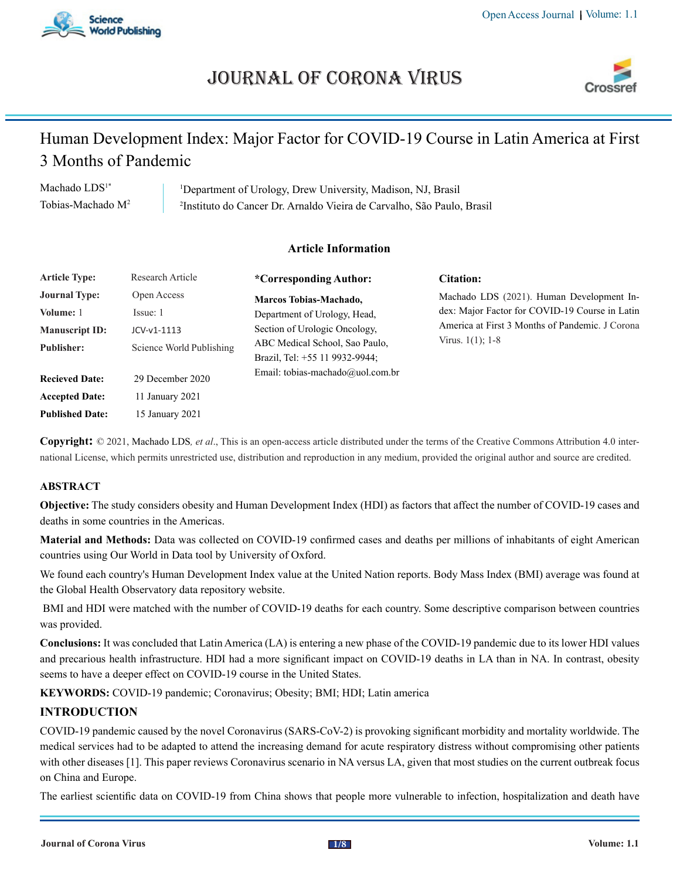# JOURNAL OF CORONA VIRUS

## Human Development Index: Major Factor for COVID-19 Course in Latin America at First 3 Months of Pandemic

Machado LDS[1*]
Tobias-Machado M[2]

[1]Department of Urology, Drew University, Madison, NJ, Brasil
[2]Instituto do Cancer Dr. Arnaldo Vieira de Carvalho, São Paulo, Brasil

### Article Information

| | |
|---|---|
| **Article Type:** | Research Article |
| **Journal Type:** | Open Access |
| **Volume:** 1 | Issue: 1 |
| **Manuscript ID:** | JCV-v1-1113 |
| **Publisher:** | Science World Publishing |
| **Recieved Date:** | 29 December 2020 |
| **Accepted Date:** | 11 January 2021 |
| **Published Date:** | 15 January 2021 |

**\*Corresponding Author:**

**Marcos Tobias-Machado,**
Department of Urology, Head,
Section of Urologic Oncology,
ABC Medical School, Sao Paulo,
Brazil, Tel: +55 11 9932-9944;
Email: tobias-machado@uol.com.br

**Citation:**

Machado LDS (2021). Human Development Index: Major Factor for COVID-19 Course in Latin America at First 3 Months of Pandemic. J Corona Virus. 1(1); 1-8

**Copyright:** © 2021, Machado LDS, *et al*., This is an open-access article distributed under the terms of the Creative Commons Attribution 4.0 international License, which permits unrestricted use, distribution and reproduction in any medium, provided the original author and source are credited.

## ABSTRACT

**Objective:** The study considers obesity and Human Development Index (HDI) as factors that affect the number of COVID-19 cases and deaths in some countries in the Americas.

**Material and Methods:** Data was collected on COVID-19 confirmed cases and deaths per millions of inhabitants of eight American countries using Our World in Data tool by University of Oxford.

We found each country's Human Development Index value at the United Nation reports. Body Mass Index (BMI) average was found at the Global Health Observatory data repository website.

BMI and HDI were matched with the number of COVID-19 deaths for each country. Some descriptive comparison between countries was provided.

**Conclusions:** It was concluded that Latin America (LA) is entering a new phase of the COVID-19 pandemic due to its lower HDI values and precarious health infrastructure. HDI had a more significant impact on COVID-19 deaths in LA than in NA. In contrast, obesity seems to have a deeper effect on COVID-19 course in the United States.

**KEYWORDS:** COVID-19 pandemic; Coronavirus; Obesity; BMI; HDI; Latin america

## INTRODUCTION

COVID-19 pandemic caused by the novel Coronavirus (SARS-CoV-2) is provoking significant morbidity and mortality worldwide. The medical services had to be adapted to attend the increasing demand for acute respiratory distress without compromising other patients with other diseases [1]. This paper reviews Coronavirus scenario in NA versus LA, given that most studies on the current outbreak focus on China and Europe.

The earliest scientific data on COVID-19 from China shows that people more vulnerable to infection, hospitalization and death have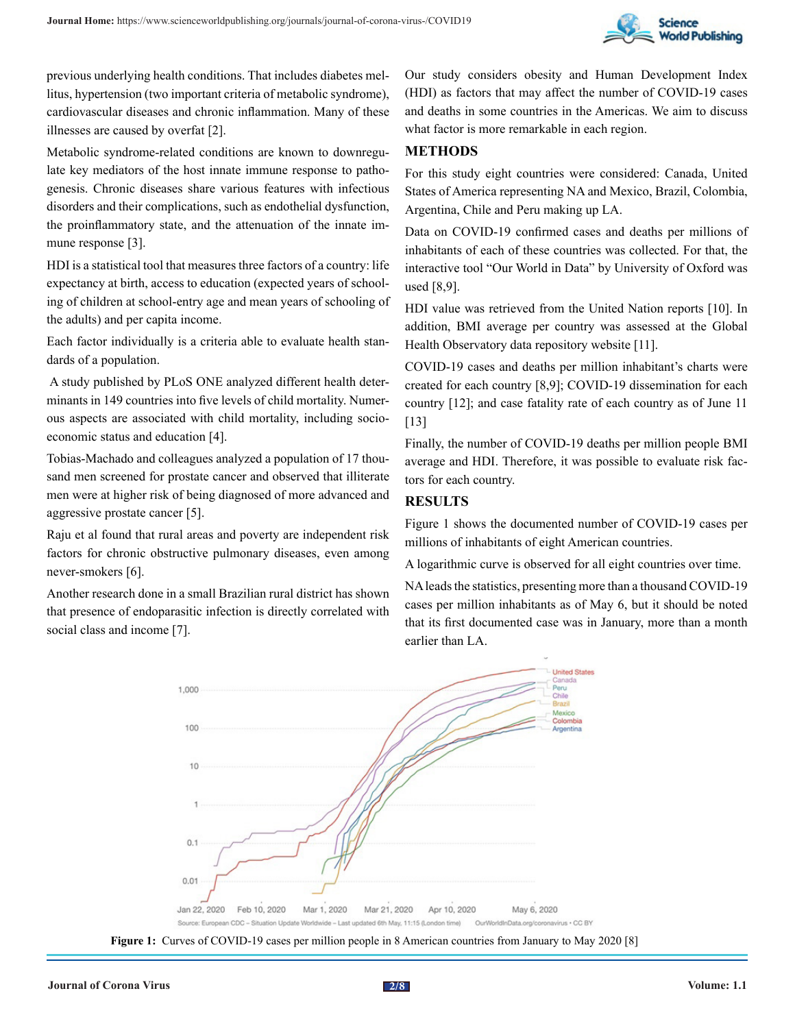previous underlying health conditions. That includes diabetes mellitus, hypertension (two important criteria of metabolic syndrome), cardiovascular diseases and chronic inflammation. Many of these illnesses are caused by overfat [2].

Metabolic syndrome-related conditions are known to downregulate key mediators of the host innate immune response to pathogenesis. Chronic diseases share various features with infectious disorders and their complications, such as endothelial dysfunction, the proinflammatory state, and the attenuation of the innate immune response [3].

HDI is a statistical tool that measures three factors of a country: life expectancy at birth, access to education (expected years of schooling of children at school-entry age and mean years of schooling of the adults) and per capita income.

Each factor individually is a criteria able to evaluate health standards of a population.

A study published by PLoS ONE analyzed different health determinants in 149 countries into five levels of child mortality. Numerous aspects are associated with child mortality, including socio-economic status and education [4].

Tobias-Machado and colleagues analyzed a population of 17 thousand men screened for prostate cancer and observed that illiterate men were at higher risk of being diagnosed of more advanced and aggressive prostate cancer [5].

Raju et al found that rural areas and poverty are independent risk factors for chronic obstructive pulmonary diseases, even among never-smokers [6].

Another research done in a small Brazilian rural district has shown that presence of endoparasitic infection is directly correlated with social class and income [7].

Our study considers obesity and Human Development Index (HDI) as factors that may affect the number of COVID-19 cases and deaths in some countries in the Americas. We aim to discuss what factor is more remarkable in each region.

## METHODS

For this study eight countries were considered: Canada, United States of America representing NA and Mexico, Brazil, Colombia, Argentina, Chile and Peru making up LA.

Data on COVID-19 confirmed cases and deaths per millions of inhabitants of each of these countries was collected. For that, the interactive tool "Our World in Data" by University of Oxford was used [8,9].

HDI value was retrieved from the United Nation reports [10]. In addition, BMI average per country was assessed at the Global Health Observatory data repository website [11].

COVID-19 cases and deaths per million inhabitant's charts were created for each country [8,9]; COVID-19 dissemination for each country [12]; and case fatality rate of each country as of June 11 [13]

Finally, the number of COVID-19 deaths per million people BMI average and HDI. Therefore, it was possible to evaluate risk factors for each country.

## RESULTS

Figure 1 shows the documented number of COVID-19 cases per millions of inhabitants of eight American countries.

A logarithmic curve is observed for all eight countries over time.

NA leads the statistics, presenting more than a thousand COVID-19 cases per million inhabitants as of May 6, but it should be noted that its first documented case was in January, more than a month earlier than LA.

**Figure 1:** Curves of COVID-19 cases per million people in 8 American countries from January to May 2020 [8]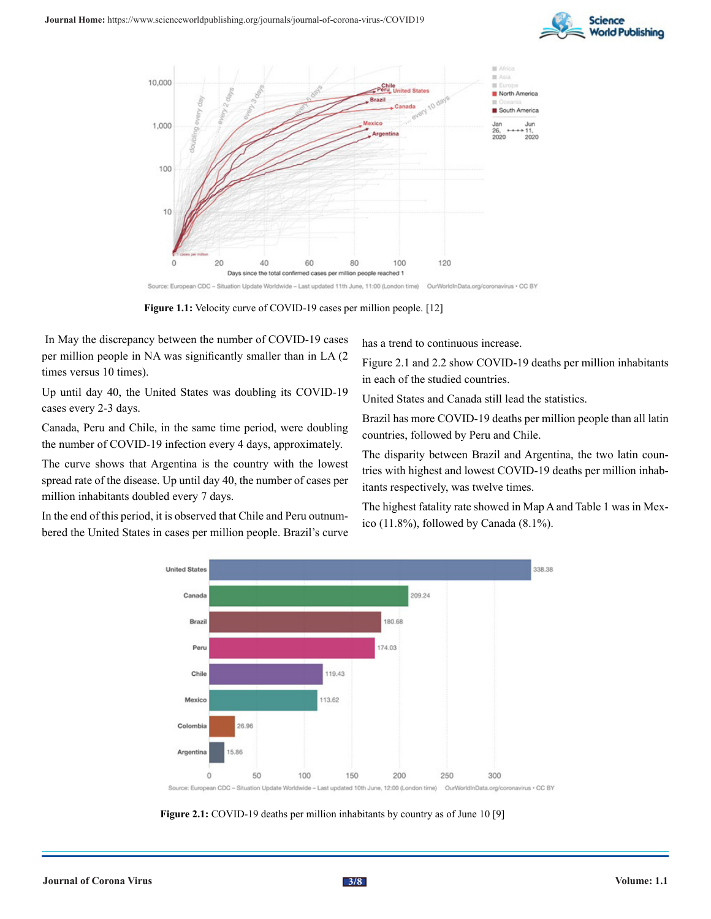Figure 1.1: Velocity curve of COVID-19 cases per million people. [12]

In May the discrepancy between the number of COVID-19 cases per million people in NA was significantly smaller than in LA (2 times versus 10 times).

Up until day 40, the United States was doubling its COVID-19 cases every 2-3 days.

Canada, Peru and Chile, in the same time period, were doubling the number of COVID-19 infection every 4 days, approximately.

The curve shows that Argentina is the country with the lowest spread rate of the disease. Up until day 40, the number of cases per million inhabitants doubled every 7 days.

In the end of this period, it is observed that Chile and Peru outnumbered the United States in cases per million people. Brazil's curve has a trend to continuous increase.

Figure 2.1 and 2.2 show COVID-19 deaths per million inhabitants in each of the studied countries.

United States and Canada still lead the statistics.

Brazil has more COVID-19 deaths per million people than all latin countries, followed by Peru and Chile.

The disparity between Brazil and Argentina, the two latin countries with highest and lowest COVID-19 deaths per million inhabitants respectively, was twelve times.

The highest fatality rate showed in Map A and Table 1 was in Mexico (11.8%), followed by Canada (8.1%).

Figure 2.1: COVID-19 deaths per million inhabitants by country as of June 10 [9]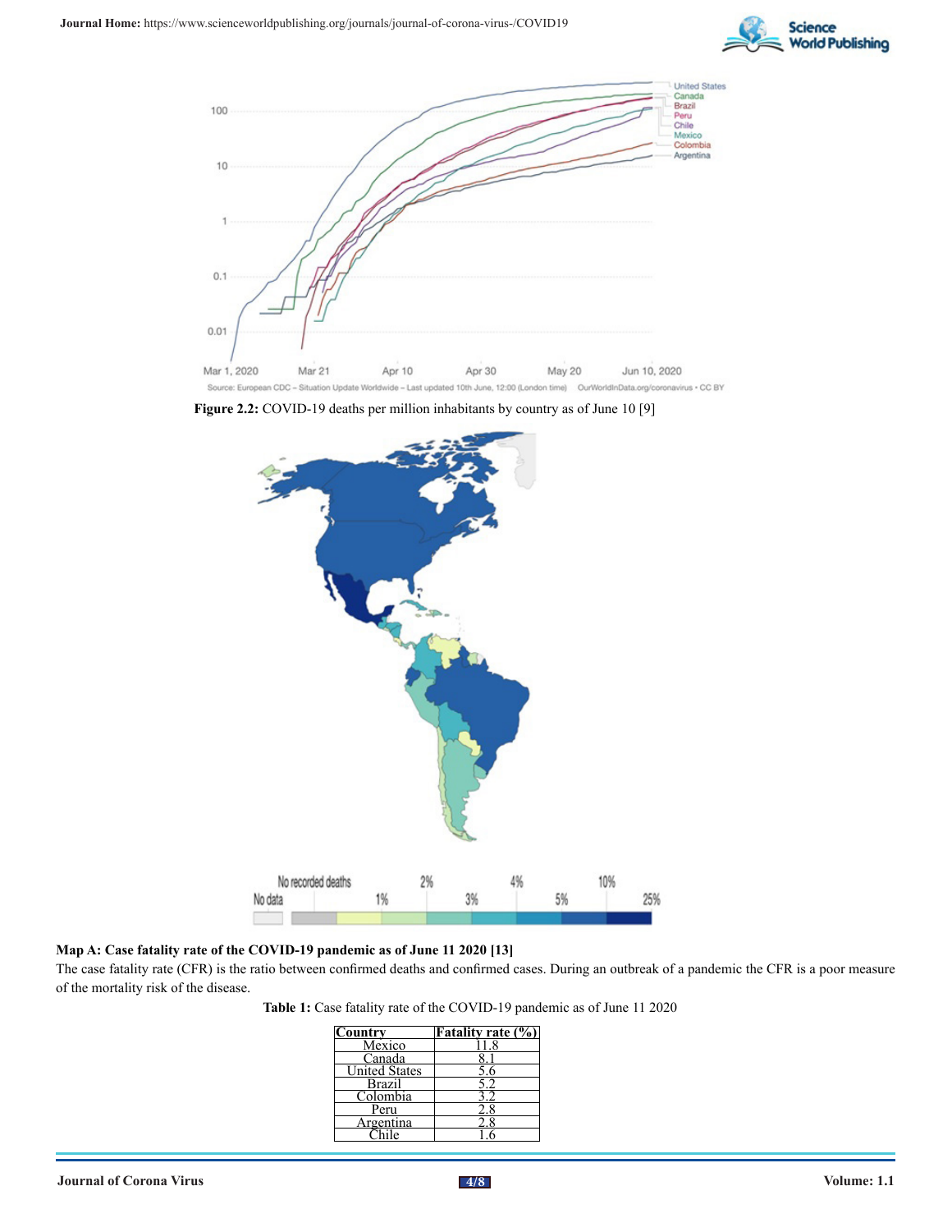**Figure 2.2:** COVID-19 deaths per million inhabitants by country as of June 10 [9]

**Map A: Case fatality rate of the COVID-19 pandemic as of June 11 2020 [13]**

The case fatality rate (CFR) is the ratio between confirmed deaths and confirmed cases. During an outbreak of a pandemic the CFR is a poor measure of the mortality risk of the disease.

**Table 1:** Case fatality rate of the COVID-19 pandemic as of June 11 2020

| Country | Fatality rate (%) |
|---|---|
| Mexico | 11.8 |
| Canada | 8.1 |
| United States | 5.6 |
| Brazil | 5.2 |
| Colombia | 3.2 |
| Peru | 2.8 |
| Argentina | 2.8 |
| Chile | 1.6 |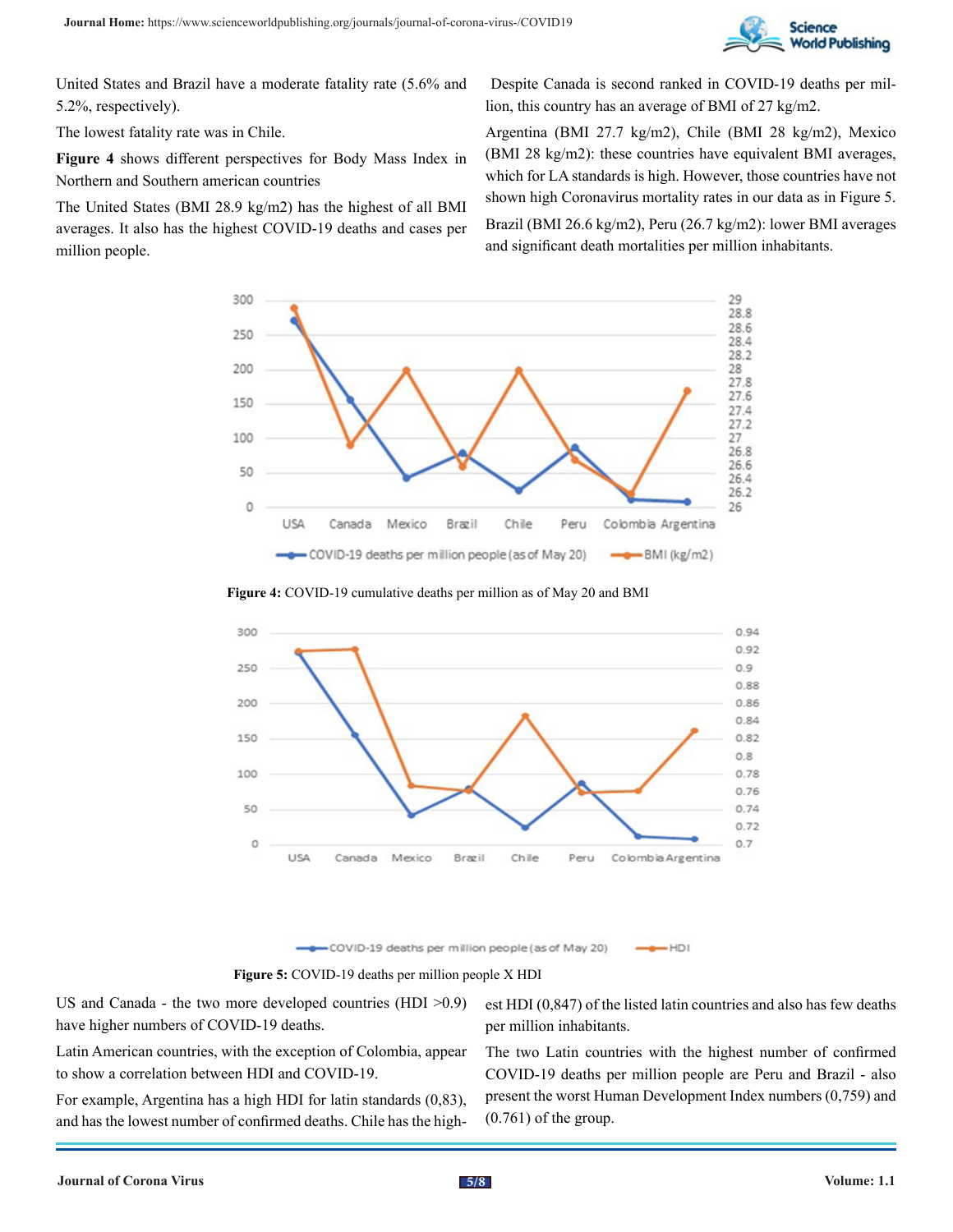United States and Brazil have a moderate fatality rate (5.6% and 5.2%, respectively).

The lowest fatality rate was in Chile.

**Figure 4** shows different perspectives for Body Mass Index in Northern and Southern american countries

The United States (BMI 28.9 kg/m2) has the highest of all BMI averages. It also has the highest COVID-19 deaths and cases per million people.

Despite Canada is second ranked in COVID-19 deaths per million, this country has an average of BMI of 27 kg/m2.

Argentina (BMI 27.7 kg/m2), Chile (BMI 28 kg/m2), Mexico (BMI 28 kg/m2): these countries have equivalent BMI averages, which for LA standards is high. However, those countries have not shown high Coronavirus mortality rates in our data as in Figure 5.

Brazil (BMI 26.6 kg/m2), Peru (26.7 kg/m2): lower BMI averages and significant death mortalities per million inhabitants.

**Figure 4:** COVID-19 cumulative deaths per million as of May 20 and BMI

**Figure 5:** COVID-19 deaths per million people X HDI

US and Canada - the two more developed countries (HDI >0.9) have higher numbers of COVID-19 deaths.

Latin American countries, with the exception of Colombia, appear to show a correlation between HDI and COVID-19.

For example, Argentina has a high HDI for latin standards (0,83), and has the lowest number of confirmed deaths. Chile has the highest HDI (0,847) of the listed latin countries and also has few deaths per million inhabitants.

The two Latin countries with the highest number of confirmed COVID-19 deaths per million people are Peru and Brazil - also present the worst Human Development Index numbers (0,759) and (0.761) of the group.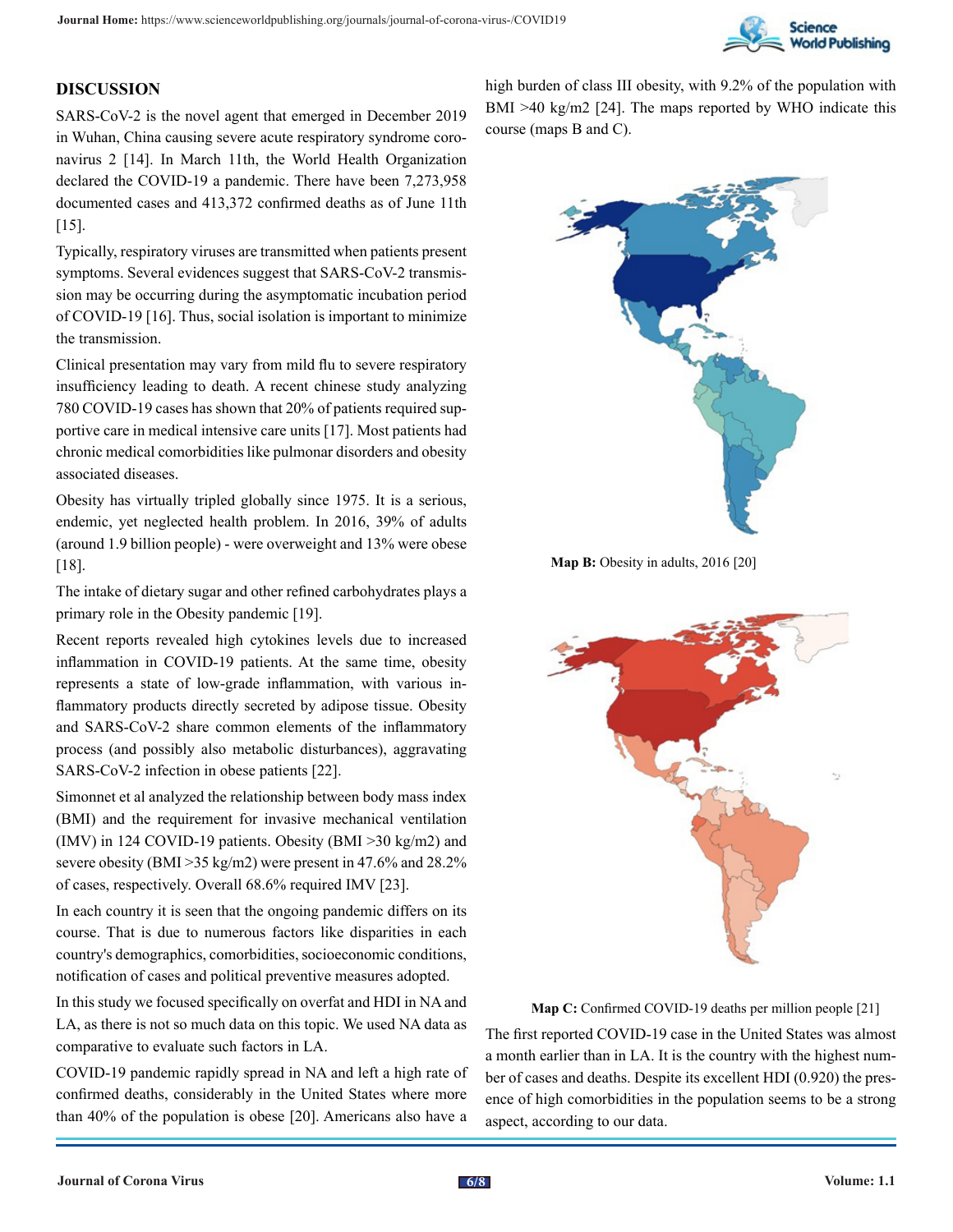## DISCUSSION

SARS-CoV-2 is the novel agent that emerged in December 2019 in Wuhan, China causing severe acute respiratory syndrome coronavirus 2 [14]. In March 11th, the World Health Organization declared the COVID-19 a pandemic. There have been 7,273,958 documented cases and 413,372 confirmed deaths as of June 11th [15].

Typically, respiratory viruses are transmitted when patients present symptoms. Several evidences suggest that SARS-CoV-2 transmission may be occurring during the asymptomatic incubation period of COVID-19 [16]. Thus, social isolation is important to minimize the transmission.

Clinical presentation may vary from mild flu to severe respiratory insufficiency leading to death. A recent chinese study analyzing 780 COVID-19 cases has shown that 20% of patients required supportive care in medical intensive care units [17]. Most patients had chronic medical comorbidities like pulmonar disorders and obesity associated diseases.

Obesity has virtually tripled globally since 1975. It is a serious, endemic, yet neglected health problem. In 2016, 39% of adults (around 1.9 billion people) - were overweight and 13% were obese [18].

The intake of dietary sugar and other refined carbohydrates plays a primary role in the Obesity pandemic [19].

Recent reports revealed high cytokines levels due to increased inflammation in COVID-19 patients. At the same time, obesity represents a state of low-grade inflammation, with various inflammatory products directly secreted by adipose tissue. Obesity and SARS-CoV-2 share common elements of the inflammatory process (and possibly also metabolic disturbances), aggravating SARS-CoV-2 infection in obese patients [22].

Simonnet et al analyzed the relationship between body mass index (BMI) and the requirement for invasive mechanical ventilation (IMV) in 124 COVID-19 patients. Obesity (BMI >30 kg/m2) and severe obesity (BMI >35 kg/m2) were present in 47.6% and 28.2% of cases, respectively. Overall 68.6% required IMV [23].

In each country it is seen that the ongoing pandemic differs on its course. That is due to numerous factors like disparities in each country's demographics, comorbidities, socioeconomic conditions, notification of cases and political preventive measures adopted.

In this study we focused specifically on overfat and HDI in NA and LA, as there is not so much data on this topic. We used NA data as comparative to evaluate such factors in LA.

COVID-19 pandemic rapidly spread in NA and left a high rate of confirmed deaths, considerably in the United States where more than 40% of the population is obese [20]. Americans also have a high burden of class III obesity, with 9.2% of the population with BMI >40 kg/m2 [24]. The maps reported by WHO indicate this course (maps B and C).

**Map B:** Obesity in adults, 2016 [20]

**Map C:** Confirmed COVID-19 deaths per million people [21]

The first reported COVID-19 case in the United States was almost a month earlier than in LA. It is the country with the highest number of cases and deaths. Despite its excellent HDI (0.920) the presence of high comorbidities in the population seems to be a strong aspect, according to our data.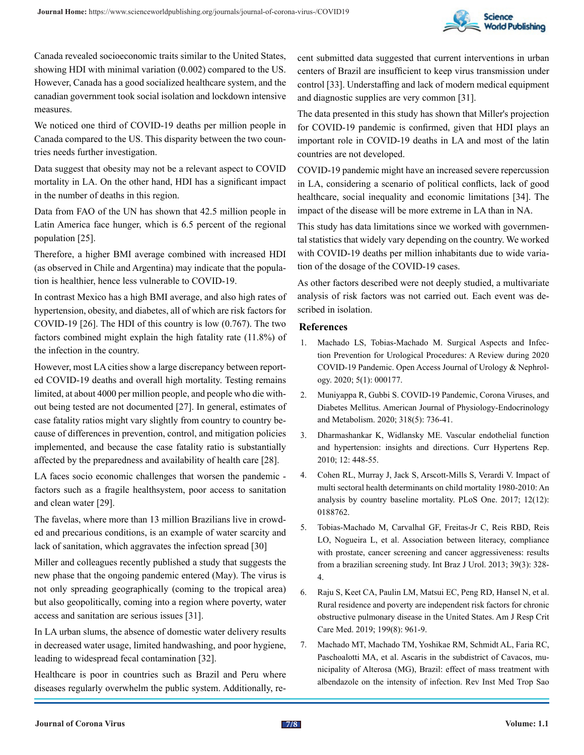Canada revealed socioeconomic traits similar to the United States, showing HDI with minimal variation (0.002) compared to the US. However, Canada has a good socialized healthcare system, and the canadian government took social isolation and lockdown intensive measures.

We noticed one third of COVID-19 deaths per million people in Canada compared to the US. This disparity between the two countries needs further investigation.

Data suggest that obesity may not be a relevant aspect to COVID mortality in LA. On the other hand, HDI has a significant impact in the number of deaths in this region.

Data from FAO of the UN has shown that 42.5 million people in Latin America face hunger, which is 6.5 percent of the regional population [25].

Therefore, a higher BMI average combined with increased HDI (as observed in Chile and Argentina) may indicate that the population is healthier, hence less vulnerable to COVID-19.

In contrast Mexico has a high BMI average, and also high rates of hypertension, obesity, and diabetes, all of which are risk factors for COVID-19 [26]. The HDI of this country is low (0.767). The two factors combined might explain the high fatality rate (11.8%) of the infection in the country.

However, most LA cities show a large discrepancy between reported COVID-19 deaths and overall high mortality. Testing remains limited, at about 4000 per million people, and people who die without being tested are not documented [27]. In general, estimates of case fatality ratios might vary slightly from country to country because of differences in prevention, control, and mitigation policies implemented, and because the case fatality ratio is substantially affected by the preparedness and availability of health care [28].

LA faces socio economic challenges that worsen the pandemic - factors such as a fragile healthsystem, poor access to sanitation and clean water [29].

The favelas, where more than 13 million Brazilians live in crowded and precarious conditions, is an example of water scarcity and lack of sanitation, which aggravates the infection spread [30]

Miller and colleagues recently published a study that suggests the new phase that the ongoing pandemic entered (May). The virus is not only spreading geographically (coming to the tropical area) but also geopolitically, coming into a region where poverty, water access and sanitation are serious issues [31].

In LA urban slums, the absence of domestic water delivery results in decreased water usage, limited handwashing, and poor hygiene, leading to widespread fecal contamination [32].

Healthcare is poor in countries such as Brazil and Peru where diseases regularly overwhelm the public system. Additionally, recent submitted data suggested that current interventions in urban centers of Brazil are insufficient to keep virus transmission under control [33]. Understaffing and lack of modern medical equipment and diagnostic supplies are very common [31].

The data presented in this study has shown that Miller's projection for COVID-19 pandemic is confirmed, given that HDI plays an important role in COVID-19 deaths in LA and most of the latin countries are not developed.

COVID-19 pandemic might have an increased severe repercussion in LA, considering a scenario of political conflicts, lack of good healthcare, social inequality and economic limitations [34]. The impact of the disease will be more extreme in LA than in NA.

This study has data limitations since we worked with governmental statistics that widely vary depending on the country. We worked with COVID-19 deaths per million inhabitants due to wide variation of the dosage of the COVID-19 cases.

As other factors described were not deeply studied, a multivariate analysis of risk factors was not carried out. Each event was described in isolation.

## References

1. Machado LS, Tobias-Machado M. Surgical Aspects and Infection Prevention for Urological Procedures: A Review during 2020 COVID-19 Pandemic. Open Access Journal of Urology & Nephrology. 2020; 5(1): 000177.
2. Muniyappa R, Gubbi S. COVID-19 Pandemic, Corona Viruses, and Diabetes Mellitus. American Journal of Physiology-Endocrinology and Metabolism. 2020; 318(5): 736-41.
3. Dharmashankar K, Widlansky ME. Vascular endothelial function and hypertension: insights and directions. Curr Hypertens Rep. 2010; 12: 448-55.
4. Cohen RL, Murray J, Jack S, Arscott-Mills S, Verardi V. Impact of multi sectoral health determinants on child mortality 1980-2010: An analysis by country baseline mortality. PLoS One. 2017; 12(12): 0188762.
5. Tobias-Machado M, Carvalhal GF, Freitas-Jr C, Reis RBD, Reis LO, Nogueira L, et al. Association between literacy, compliance with prostate, cancer screening and cancer aggressiveness: results from a brazilian screening study. Int Braz J Urol. 2013; 39(3): 328-4.
6. Raju S, Keet CA, Paulin LM, Matsui EC, Peng RD, Hansel N, et al. Rural residence and poverty are independent risk factors for chronic obstructive pulmonary disease in the United States. Am J Resp Crit Care Med. 2019; 199(8): 961-9.
7. Machado MT, Machado TM, Yoshikae RM, Schmidt AL, Faria RC, Paschoalotti MA, et al. Ascaris in the subdistrict of Cavacos, municipality of Alterosa (MG), Brazil: effect of mass treatment with albendazole on the intensity of infection. Rev Inst Med Trop Sao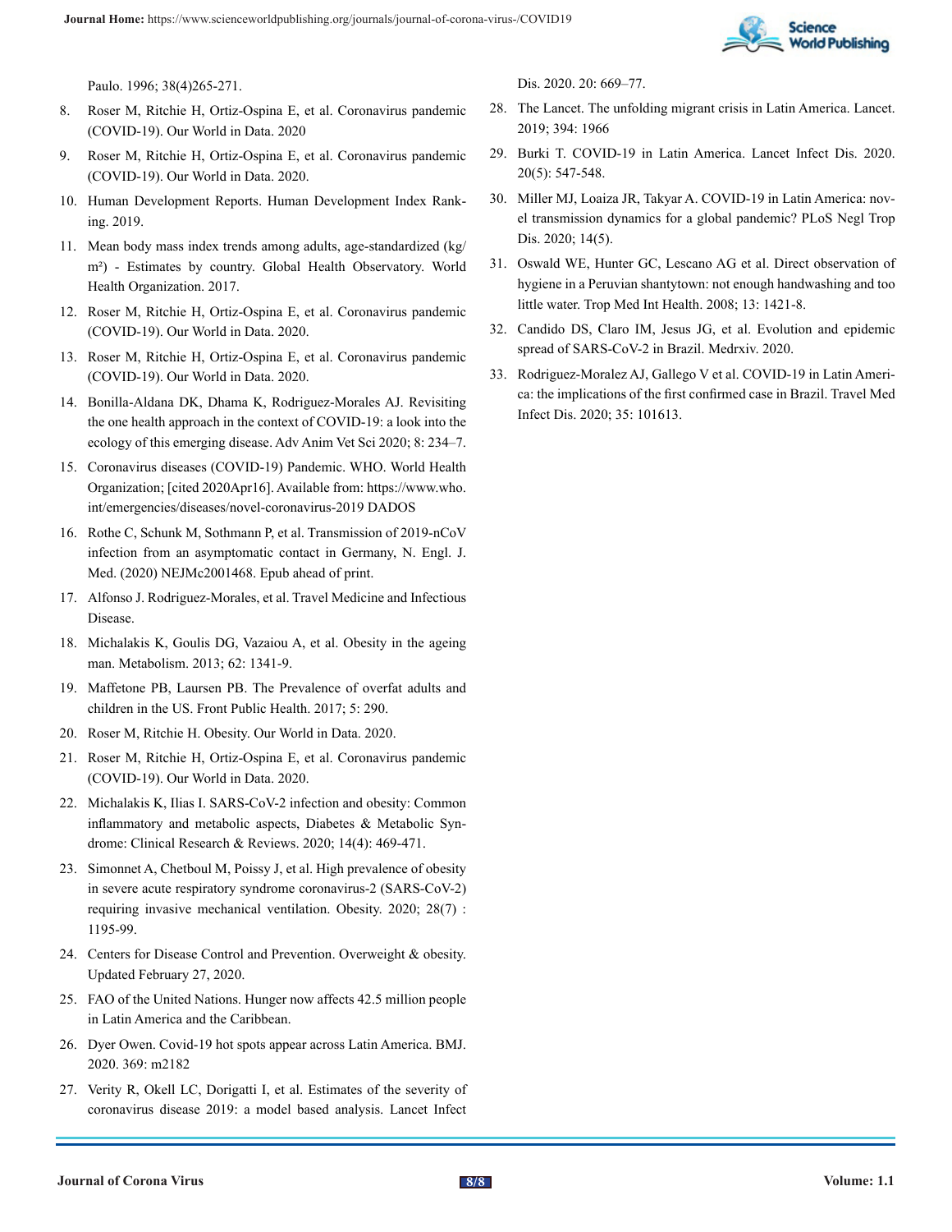Paulo. 1996; 38(4)265-271.

8. Roser M, Ritchie H, Ortiz-Ospina E, et al. Coronavirus pandemic (COVID-19). Our World in Data. 2020
9. Roser M, Ritchie H, Ortiz-Ospina E, et al. Coronavirus pandemic (COVID-19). Our World in Data. 2020.
10. Human Development Reports. Human Development Index Ranking. 2019.
11. Mean body mass index trends among adults, age-standardized (kg/m²) - Estimates by country. Global Health Observatory. World Health Organization. 2017.
12. Roser M, Ritchie H, Ortiz-Ospina E, et al. Coronavirus pandemic (COVID-19). Our World in Data. 2020.
13. Roser M, Ritchie H, Ortiz-Ospina E, et al. Coronavirus pandemic (COVID-19). Our World in Data. 2020.
14. Bonilla-Aldana DK, Dhama K, Rodriguez-Morales AJ. Revisiting the one health approach in the context of COVID-19: a look into the ecology of this emerging disease. Adv Anim Vet Sci 2020; 8: 234–7.
15. Coronavirus diseases (COVID-19) Pandemic. WHO. World Health Organization; [cited 2020Apr16]. Available from: https://www.who.int/emergencies/diseases/novel-coronavirus-2019 DADOS
16. Rothe C, Schunk M, Sothmann P, et al. Transmission of 2019-nCoV infection from an asymptomatic contact in Germany, N. Engl. J. Med. (2020) NEJMc2001468. Epub ahead of print.
17. Alfonso J. Rodriguez-Morales, et al. Travel Medicine and Infectious Disease.
18. Michalakis K, Goulis DG, Vazaiou A, et al. Obesity in the ageing man. Metabolism. 2013; 62: 1341-9.
19. Maffetone PB, Laursen PB. The Prevalence of overfat adults and children in the US. Front Public Health. 2017; 5: 290.
20. Roser M, Ritchie H. Obesity. Our World in Data. 2020.
21. Roser M, Ritchie H, Ortiz-Ospina E, et al. Coronavirus pandemic (COVID-19). Our World in Data. 2020.
22. Michalakis K, Ilias I. SARS-CoV-2 infection and obesity: Common inflammatory and metabolic aspects, Diabetes & Metabolic Syndrome: Clinical Research & Reviews. 2020; 14(4): 469-471.
23. Simonnet A, Chetboul M, Poissy J, et al. High prevalence of obesity in severe acute respiratory syndrome coronavirus-2 (SARS-CoV-2) requiring invasive mechanical ventilation. Obesity. 2020; 28(7) : 1195-99.
24. Centers for Disease Control and Prevention. Overweight & obesity. Updated February 27, 2020.
25. FAO of the United Nations. Hunger now affects 42.5 million people in Latin America and the Caribbean.
26. Dyer Owen. Covid-19 hot spots appear across Latin America. BMJ. 2020. 369: m2182
27. Verity R, Okell LC, Dorigatti I, et al. Estimates of the severity of coronavirus disease 2019: a model based analysis. Lancet Infect Dis. 2020. 20: 669–77.
28. The Lancet. The unfolding migrant crisis in Latin America. Lancet. 2019; 394: 1966
29. Burki T. COVID-19 in Latin America. Lancet Infect Dis. 2020. 20(5): 547-548.
30. Miller MJ, Loaiza JR, Takyar A. COVID-19 in Latin America: novel transmission dynamics for a global pandemic? PLoS Negl Trop Dis. 2020; 14(5).
31. Oswald WE, Hunter GC, Lescano AG et al. Direct observation of hygiene in a Peruvian shantytown: not enough handwashing and too little water. Trop Med Int Health. 2008; 13: 1421-8.
32. Candido DS, Claro IM, Jesus JG, et al. Evolution and epidemic spread of SARS-CoV-2 in Brazil. Medrxiv. 2020.
33. Rodriguez-Moralez AJ, Gallego V et al. COVID-19 in Latin America: the implications of the first confirmed case in Brazil. Travel Med Infect Dis. 2020; 35: 101613.